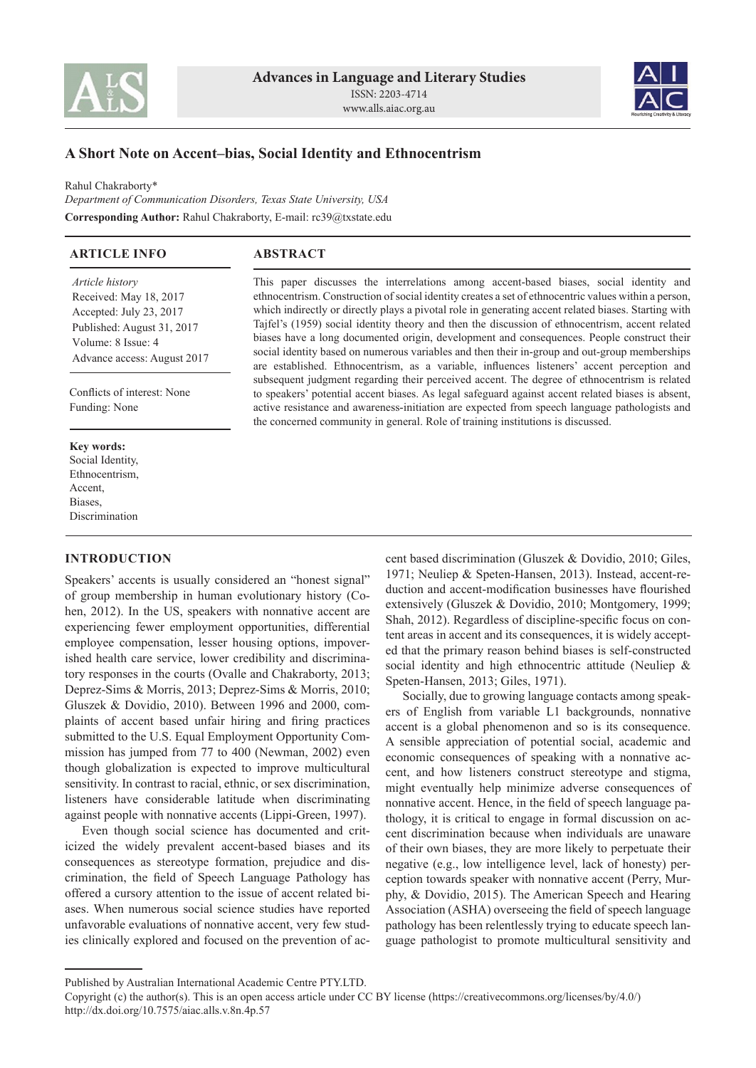# A Short Note on Accent–bias, Social Identity and Ethnocentrism

Rahul Chakraborty*

*Department of Communication Disorders, Texas State University, USA*

**Corresponding Author:** Rahul Chakraborty, E-mail: rc39@txstate.edu

## ARTICLE INFO

*Article history*
Received: May 18, 2017
Accepted: July 23, 2017
Published: August 31, 2017
Volume: 8 Issue: 4
Advance access: August 2017

Conflicts of interest: None
Funding: None

**Key words:**
Social Identity,
Ethnocentrism,
Accent,
Biases,
Discrimination

## ABSTRACT

This paper discusses the interrelations among accent-based biases, social identity and ethnocentrism. Construction of social identity creates a set of ethnocentric values within a person, which indirectly or directly plays a pivotal role in generating accent related biases. Starting with Tajfel's (1959) social identity theory and then the discussion of ethnocentrism, accent related biases have a long documented origin, development and consequences. People construct their social identity based on numerous variables and then their in-group and out-group memberships are established. Ethnocentrism, as a variable, influences listeners' accent perception and subsequent judgment regarding their perceived accent. The degree of ethnocentrism is related to speakers' potential accent biases. As legal safeguard against accent related biases is absent, active resistance and awareness-initiation are expected from speech language pathologists and the concerned community in general. Role of training institutions is discussed.

## INTRODUCTION

Speakers' accents is usually considered an "honest signal" of group membership in human evolutionary history (Cohen, 2012). In the US, speakers with nonnative accent are experiencing fewer employment opportunities, differential employee compensation, lesser housing options, impoverished health care service, lower credibility and discriminatory responses in the courts (Ovalle and Chakraborty, 2013; Deprez-Sims & Morris, 2013; Deprez-Sims & Morris, 2010; Gluszek & Dovidio, 2010). Between 1996 and 2000, complaints of accent based unfair hiring and firing practices submitted to the U.S. Equal Employment Opportunity Commission has jumped from 77 to 400 (Newman, 2002) even though globalization is expected to improve multicultural sensitivity. In contrast to racial, ethnic, or sex discrimination, listeners have considerable latitude when discriminating against people with nonnative accents (Lippi-Green, 1997).

Even though social science has documented and criticized the widely prevalent accent-based biases and its consequences as stereotype formation, prejudice and discrimination, the field of Speech Language Pathology has offered a cursory attention to the issue of accent related biases. When numerous social science studies have reported unfavorable evaluations of nonnative accent, very few studies clinically explored and focused on the prevention of accent based discrimination (Gluszek & Dovidio, 2010; Giles, 1971; Neuliep & Speten-Hansen, 2013). Instead, accent-reduction and accent-modification businesses have flourished extensively (Gluszek & Dovidio, 2010; Montgomery, 1999; Shah, 2012). Regardless of discipline-specific focus on content areas in accent and its consequences, it is widely accepted that the primary reason behind biases is self-constructed social identity and high ethnocentric attitude (Neuliep & Speten-Hansen, 2013; Giles, 1971).

Socially, due to growing language contacts among speakers of English from variable L1 backgrounds, nonnative accent is a global phenomenon and so is its consequence. A sensible appreciation of potential social, academic and economic consequences of speaking with a nonnative accent, and how listeners construct stereotype and stigma, might eventually help minimize adverse consequences of nonnative accent. Hence, in the field of speech language pathology, it is critical to engage in formal discussion on accent discrimination because when individuals are unaware of their own biases, they are more likely to perpetuate their negative (e.g., low intelligence level, lack of honesty) perception towards speaker with nonnative accent (Perry, Murphy, & Dovidio, 2015). The American Speech and Hearing Association (ASHA) overseeing the field of speech language pathology has been relentlessly trying to educate speech language pathologist to promote multicultural sensitivity and

Published by Australian International Academic Centre PTY.LTD.

Copyright (c) the author(s). This is an open access article under CC BY license (https://creativecommons.org/licenses/by/4.0/)
http://dx.doi.org/10.7575/aiac.alls.v.8n.4p.57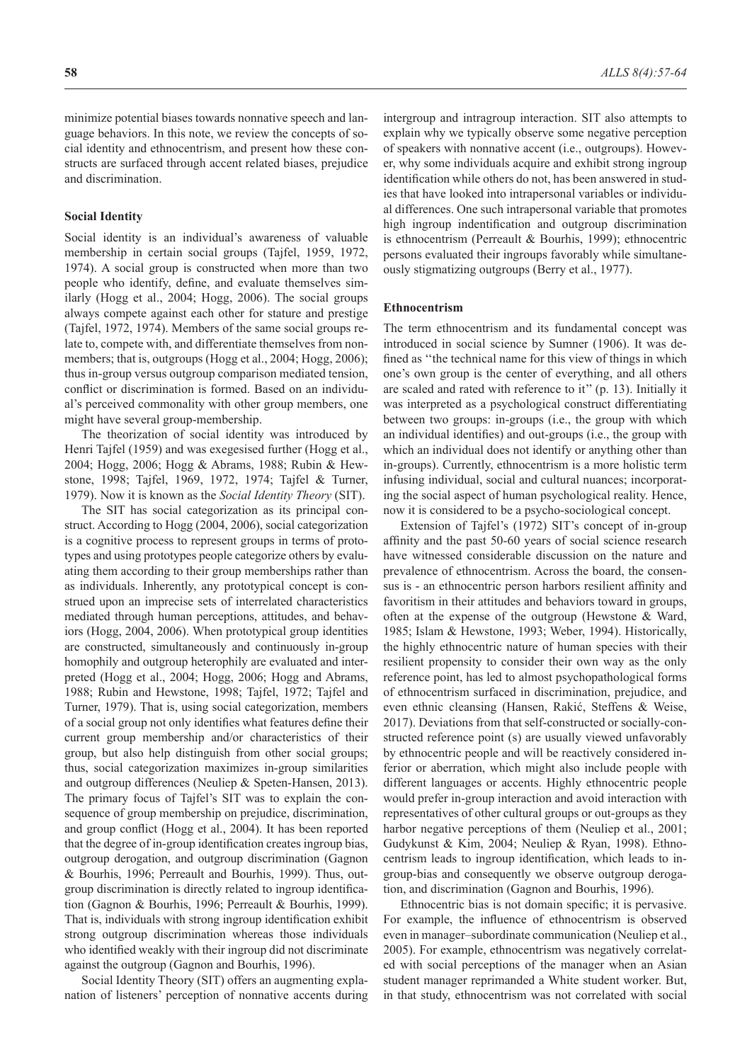minimize potential biases towards nonnative speech and language behaviors. In this note, we review the concepts of social identity and ethnocentrism, and present how these constructs are surfaced through accent related biases, prejudice and discrimination.

## Social Identity

Social identity is an individual's awareness of valuable membership in certain social groups (Tajfel, 1959, 1972, 1974). A social group is constructed when more than two people who identify, define, and evaluate themselves similarly (Hogg et al., 2004; Hogg, 2006). The social groups always compete against each other for stature and prestige (Tajfel, 1972, 1974). Members of the same social groups relate to, compete with, and differentiate themselves from nonmembers; that is, outgroups (Hogg et al., 2004; Hogg, 2006); thus in-group versus outgroup comparison mediated tension, conflict or discrimination is formed. Based on an individual's perceived commonality with other group members, one might have several group-membership.

The theorization of social identity was introduced by Henri Tajfel (1959) and was exegesised further (Hogg et al., 2004; Hogg, 2006; Hogg & Abrams, 1988; Rubin & Hewstone, 1998; Tajfel, 1969, 1972, 1974; Tajfel & Turner, 1979). Now it is known as the *Social Identity Theory* (SIT).

The SIT has social categorization as its principal construct. According to Hogg (2004, 2006), social categorization is a cognitive process to represent groups in terms of prototypes and using prototypes people categorize others by evaluating them according to their group memberships rather than as individuals. Inherently, any prototypical concept is construed upon an imprecise sets of interrelated characteristics mediated through human perceptions, attitudes, and behaviors (Hogg, 2004, 2006). When prototypical group identities are constructed, simultaneously and continuously in-group homophily and outgroup heterophily are evaluated and interpreted (Hogg et al., 2004; Hogg, 2006; Hogg and Abrams, 1988; Rubin and Hewstone, 1998; Tajfel, 1972; Tajfel and Turner, 1979). That is, using social categorization, members of a social group not only identifies what features define their current group membership and/or characteristics of their group, but also help distinguish from other social groups; thus, social categorization maximizes in-group similarities and outgroup differences (Neuliep & Speten-Hansen, 2013). The primary focus of Tajfel's SIT was to explain the consequence of group membership on prejudice, discrimination, and group conflict (Hogg et al., 2004). It has been reported that the degree of in-group identification creates ingroup bias, outgroup derogation, and outgroup discrimination (Gagnon & Bourhis, 1996; Perreault and Bourhis, 1999). Thus, outgroup discrimination is directly related to ingroup identification (Gagnon & Bourhis, 1996; Perreault & Bourhis, 1999). That is, individuals with strong ingroup identification exhibit strong outgroup discrimination whereas those individuals who identified weakly with their ingroup did not discriminate against the outgroup (Gagnon and Bourhis, 1996).

Social Identity Theory (SIT) offers an augmenting explanation of listeners' perception of nonnative accents during intergroup and intragroup interaction. SIT also attempts to explain why we typically observe some negative perception of speakers with nonnative accent (i.e., outgroups). However, why some individuals acquire and exhibit strong ingroup identification while others do not, has been answered in studies that have looked into intrapersonal variables or individual differences. One such intrapersonal variable that promotes high ingroup indentification and outgroup discrimination is ethnocentrism (Perreault & Bourhis, 1999); ethnocentric persons evaluated their ingroups favorably while simultaneously stigmatizing outgroups (Berry et al., 1977).

## Ethnocentrism

The term ethnocentrism and its fundamental concept was introduced in social science by Sumner (1906). It was defined as ''the technical name for this view of things in which one's own group is the center of everything, and all others are scaled and rated with reference to it'' (p. 13). Initially it was interpreted as a psychological construct differentiating between two groups: in-groups (i.e., the group with which an individual identifies) and out-groups (i.e., the group with which an individual does not identify or anything other than in-groups). Currently, ethnocentrism is a more holistic term infusing individual, social and cultural nuances; incorporating the social aspect of human psychological reality. Hence, now it is considered to be a psycho-sociological concept.

Extension of Tajfel's (1972) SIT's concept of in-group affinity and the past 50-60 years of social science research have witnessed considerable discussion on the nature and prevalence of ethnocentrism. Across the board, the consensus is - an ethnocentric person harbors resilient affinity and favoritism in their attitudes and behaviors toward in groups, often at the expense of the outgroup (Hewstone & Ward, 1985; Islam & Hewstone, 1993; Weber, 1994). Historically, the highly ethnocentric nature of human species with their resilient propensity to consider their own way as the only reference point, has led to almost psychopathological forms of ethnocentrism surfaced in discrimination, prejudice, and even ethnic cleansing (Hansen, Rakić, Steffens & Weise, 2017). Deviations from that self-constructed or socially-constructed reference point (s) are usually viewed unfavorably by ethnocentric people and will be reactively considered inferior or aberration, which might also include people with different languages or accents. Highly ethnocentric people would prefer in-group interaction and avoid interaction with representatives of other cultural groups or out-groups as they harbor negative perceptions of them (Neuliep et al., 2001; Gudykunst & Kim, 2004; Neuliep & Ryan, 1998). Ethnocentrism leads to ingroup identification, which leads to ingroup-bias and consequently we observe outgroup derogation, and discrimination (Gagnon and Bourhis, 1996).

Ethnocentric bias is not domain specific; it is pervasive. For example, the influence of ethnocentrism is observed even in manager–subordinate communication (Neuliep et al., 2005). For example, ethnocentrism was negatively correlated with social perceptions of the manager when an Asian student manager reprimanded a White student worker. But, in that study, ethnocentrism was not correlated with social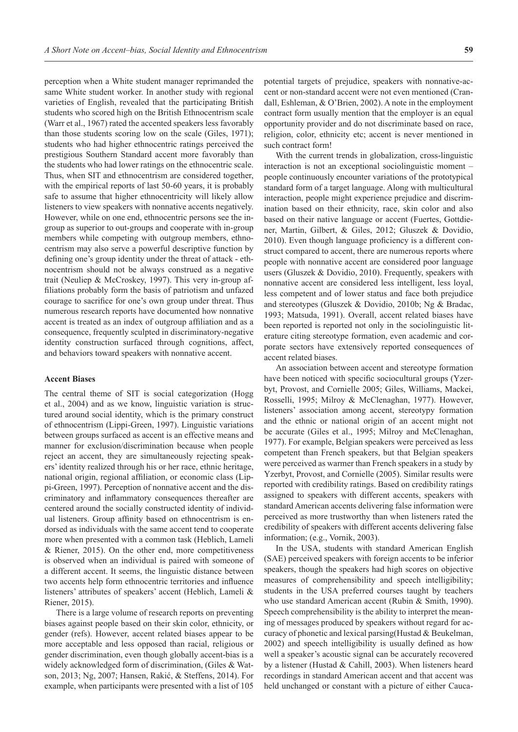perception when a White student manager reprimanded the same White student worker. In another study with regional varieties of English, revealed that the participating British students who scored high on the British Ethnocentrism scale (Warr et al., 1967) rated the accented speakers less favorably than those students scoring low on the scale (Giles, 1971); students who had higher ethnocentric ratings perceived the prestigious Southern Standard accent more favorably than the students who had lower ratings on the ethnocentric scale. Thus, when SIT and ethnocentrism are considered together, with the empirical reports of last 50-60 years, it is probably safe to assume that higher ethnocentricity will likely allow listeners to view speakers with nonnative accents negatively. However, while on one end, ethnocentric persons see the in-group as superior to out-groups and cooperate with in-group members while competing with outgroup members, ethnocentrism may also serve a powerful descriptive function by defining one's group identity under the threat of attack - ethnocentrism should not be always construed as a negative trait (Neuliep & McCroskey, 1997). This very in-group affiliations probably form the basis of patriotism and unfazed courage to sacrifice for one's own group under threat. Thus numerous research reports have documented how nonnative accent is treated as an index of outgroup affiliation and as a consequence, frequently sculpted in discriminatory-negative identity construction surfaced through cognitions, affect, and behaviors toward speakers with nonnative accent.

### Accent Biases

The central theme of SIT is social categorization (Hogg et al., 2004) and as we know, linguistic variation is structured around social identity, which is the primary construct of ethnocentrism (Lippi-Green, 1997). Linguistic variations between groups surfaced as accent is an effective means and manner for exclusion/discrimination because when people reject an accent, they are simultaneously rejecting speakers' identity realized through his or her race, ethnic heritage, national origin, regional affiliation, or economic class (Lippi-Green, 1997). Perception of nonnative accent and the discriminatory and inflammatory consequences thereafter are centered around the socially constructed identity of individual listeners. Group affinity based on ethnocentrism is endorsed as individuals with the same accent tend to cooperate more when presented with a common task (Heblich, Lameli & Riener, 2015). On the other end, more competitiveness is observed when an individual is paired with someone of a different accent. It seems, the linguistic distance between two accents help form ethnocentric territories and influence listeners' attributes of speakers' accent (Heblich, Lameli & Riener, 2015).

There is a large volume of research reports on preventing biases against people based on their skin color, ethnicity, or gender (refs). However, accent related biases appear to be more acceptable and less opposed than racial, religious or gender discrimination, even though globally accent-bias is a widely acknowledged form of discrimination, (Giles & Watson, 2013; Ng, 2007; Hansen, Rakić, & Steffens, 2014). For example, when participants were presented with a list of 105 potential targets of prejudice, speakers with nonnative-accent or non-standard accent were not even mentioned (Crandall, Eshleman, & O'Brien, 2002). A note in the employment contract form usually mention that the employer is an equal opportunity provider and do not discriminate based on race, religion, color, ethnicity etc; accent is never mentioned in such contract form!

With the current trends in globalization, cross-linguistic interaction is not an exceptional sociolinguistic moment – people continuously encounter variations of the prototypical standard form of a target language. Along with multicultural interaction, people might experience prejudice and discrimination based on their ethnicity, race, skin color and also based on their native language or accent (Fuertes, Gottdiener, Martin, Gilbert, & Giles, 2012; Gluszek & Dovidio, 2010). Even though language proficiency is a different construct compared to accent, there are numerous reports where people with nonnative accent are considered poor language users (Gluszek & Dovidio, 2010). Frequently, speakers with nonnative accent are considered less intelligent, less loyal, less competent and of lower status and face both prejudice and stereotypes (Gluszek & Dovidio, 2010b; Ng & Bradac, 1993; Matsuda, 1991). Overall, accent related biases have been reported is reported not only in the sociolinguistic literature citing stereotype formation, even academic and corporate sectors have extensively reported consequences of accent related biases.

An association between accent and stereotype formation have been noticed with specific sociocultural groups (Yzerbyt, Provost, and Cornielle 2005; Giles, Williams, Mackei, Rosselli, 1995; Milroy & McClenaghan, 1977). However, listeners' association among accent, stereotypy formation and the ethnic or national origin of an accent might not be accurate (Giles et al., 1995; Milroy and McClenaghan, 1977). For example, Belgian speakers were perceived as less competent than French speakers, but that Belgian speakers were perceived as warmer than French speakers in a study by Yzerbyt, Provost, and Cornielle (2005). Similar results were reported with credibility ratings. Based on credibility ratings assigned to speakers with different accents, speakers with standard American accents delivering false information were perceived as more trustworthy than when listeners rated the credibility of speakers with different accents delivering false information; (e.g., Vornik, 2003).

In the USA, students with standard American English (SAE) perceived speakers with foreign accents to be inferior speakers, though the speakers had high scores on objective measures of comprehensibility and speech intelligibility; students in the USA preferred courses taught by teachers who use standard American accent (Rubin & Smith, 1990). Speech comprehensibility is the ability to interpret the meaning of messages produced by speakers without regard for accuracy of phonetic and lexical parsing(Hustad & Beukelman, 2002) and speech intelligibility is usually defined as how well a speaker's acoustic signal can be accurately recovered by a listener (Hustad & Cahill, 2003). When listeners heard recordings in standard American accent and that accent was held unchanged or constant with a picture of either Cauca-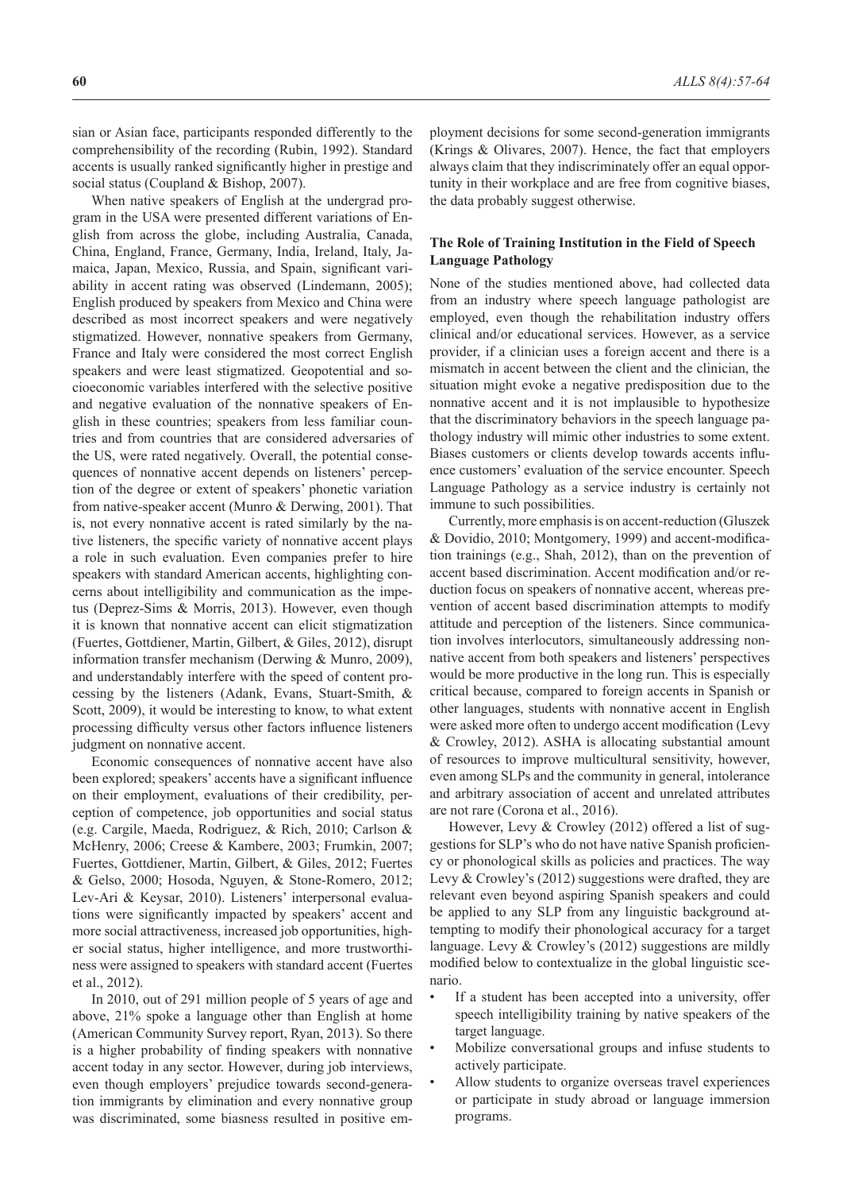sian or Asian face, participants responded differently to the comprehensibility of the recording (Rubin, 1992). Standard accents is usually ranked significantly higher in prestige and social status (Coupland & Bishop, 2007).

When native speakers of English at the undergrad program in the USA were presented different variations of English from across the globe, including Australia, Canada, China, England, France, Germany, India, Ireland, Italy, Jamaica, Japan, Mexico, Russia, and Spain, significant variability in accent rating was observed (Lindemann, 2005); English produced by speakers from Mexico and China were described as most incorrect speakers and were negatively stigmatized. However, nonnative speakers from Germany, France and Italy were considered the most correct English speakers and were least stigmatized. Geopotential and socioeconomic variables interfered with the selective positive and negative evaluation of the nonnative speakers of English in these countries; speakers from less familiar countries and from countries that are considered adversaries of the US, were rated negatively. Overall, the potential consequences of nonnative accent depends on listeners' perception of the degree or extent of speakers' phonetic variation from native-speaker accent (Munro & Derwing, 2001). That is, not every nonnative accent is rated similarly by the native listeners, the specific variety of nonnative accent plays a role in such evaluation. Even companies prefer to hire speakers with standard American accents, highlighting concerns about intelligibility and communication as the impetus (Deprez-Sims & Morris, 2013). However, even though it is known that nonnative accent can elicit stigmatization (Fuertes, Gottdiener, Martin, Gilbert, & Giles, 2012), disrupt information transfer mechanism (Derwing & Munro, 2009), and understandably interfere with the speed of content processing by the listeners (Adank, Evans, Stuart-Smith, & Scott, 2009), it would be interesting to know, to what extent processing difficulty versus other factors influence listeners judgment on nonnative accent.

Economic consequences of nonnative accent have also been explored; speakers' accents have a significant influence on their employment, evaluations of their credibility, perception of competence, job opportunities and social status (e.g. Cargile, Maeda, Rodriguez, & Rich, 2010; Carlson & McHenry, 2006; Creese & Kambere, 2003; Frumkin, 2007; Fuertes, Gottdiener, Martin, Gilbert, & Giles, 2012; Fuertes & Gelso, 2000; Hosoda, Nguyen, & Stone-Romero, 2012; Lev-Ari & Keysar, 2010). Listeners' interpersonal evaluations were significantly impacted by speakers' accent and more social attractiveness, increased job opportunities, higher social status, higher intelligence, and more trustworthiness were assigned to speakers with standard accent (Fuertes et al., 2012).

In 2010, out of 291 million people of 5 years of age and above, 21% spoke a language other than English at home (American Community Survey report, Ryan, 2013). So there is a higher probability of finding speakers with nonnative accent today in any sector. However, during job interviews, even though employers' prejudice towards second-generation immigrants by elimination and every nonnative group was discriminated, some biasness resulted in positive employment decisions for some second-generation immigrants (Krings & Olivares, 2007). Hence, the fact that employers always claim that they indiscriminately offer an equal opportunity in their workplace and are free from cognitive biases, the data probably suggest otherwise.

## The Role of Training Institution in the Field of Speech Language Pathology

None of the studies mentioned above, had collected data from an industry where speech language pathologist are employed, even though the rehabilitation industry offers clinical and/or educational services. However, as a service provider, if a clinician uses a foreign accent and there is a mismatch in accent between the client and the clinician, the situation might evoke a negative predisposition due to the nonnative accent and it is not implausible to hypothesize that the discriminatory behaviors in the speech language pathology industry will mimic other industries to some extent. Biases customers or clients develop towards accents influence customers' evaluation of the service encounter. Speech Language Pathology as a service industry is certainly not immune to such possibilities.

Currently, more emphasis is on accent-reduction (Gluszek & Dovidio, 2010; Montgomery, 1999) and accent-modification trainings (e.g., Shah, 2012), than on the prevention of accent based discrimination. Accent modification and/or reduction focus on speakers of nonnative accent, whereas prevention of accent based discrimination attempts to modify attitude and perception of the listeners. Since communication involves interlocutors, simultaneously addressing nonnative accent from both speakers and listeners' perspectives would be more productive in the long run. This is especially critical because, compared to foreign accents in Spanish or other languages, students with nonnative accent in English were asked more often to undergo accent modification (Levy & Crowley, 2012). ASHA is allocating substantial amount of resources to improve multicultural sensitivity, however, even among SLPs and the community in general, intolerance and arbitrary association of accent and unrelated attributes are not rare (Corona et al., 2016).

However, Levy & Crowley (2012) offered a list of suggestions for SLP's who do not have native Spanish proficiency or phonological skills as policies and practices. The way Levy & Crowley's (2012) suggestions were drafted, they are relevant even beyond aspiring Spanish speakers and could be applied to any SLP from any linguistic background attempting to modify their phonological accuracy for a target language. Levy & Crowley's (2012) suggestions are mildly modified below to contextualize in the global linguistic scenario.

- If a student has been accepted into a university, offer speech intelligibility training by native speakers of the target language.
- Mobilize conversational groups and infuse students to actively participate.
- Allow students to organize overseas travel experiences or participate in study abroad or language immersion programs.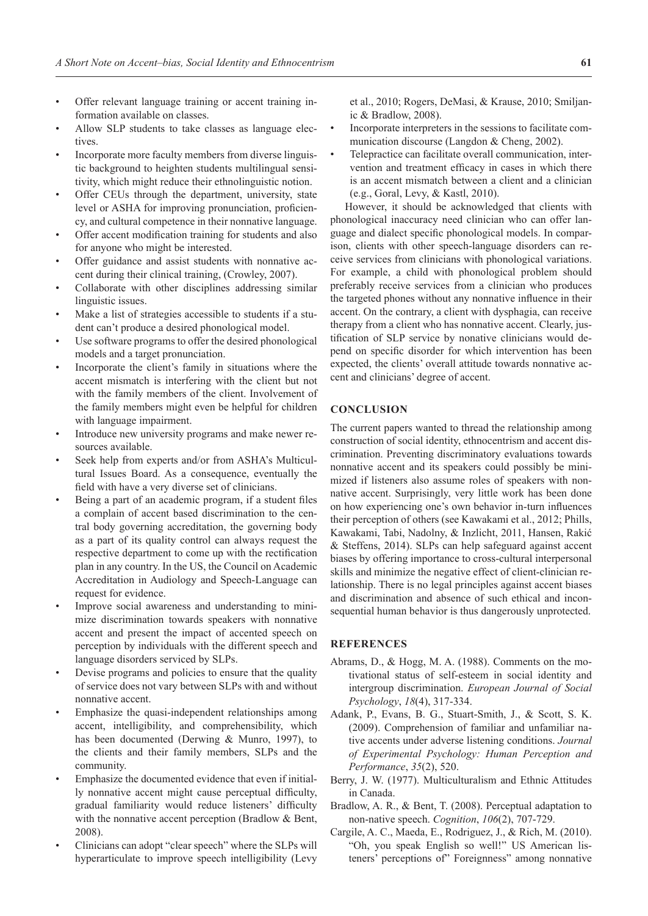- Offer relevant language training or accent training information available on classes.
- Allow SLP students to take classes as language electives.
- Incorporate more faculty members from diverse linguistic background to heighten students multilingual sensitivity, which might reduce their ethnolinguistic notion.
- Offer CEUs through the department, university, state level or ASHA for improving pronunciation, proficiency, and cultural competence in their nonnative language.
- Offer accent modification training for students and also for anyone who might be interested.
- Offer guidance and assist students with nonnative accent during their clinical training, (Crowley, 2007).
- Collaborate with other disciplines addressing similar linguistic issues.
- Make a list of strategies accessible to students if a student can't produce a desired phonological model.
- Use software programs to offer the desired phonological models and a target pronunciation.
- Incorporate the client's family in situations where the accent mismatch is interfering with the client but not with the family members of the client. Involvement of the family members might even be helpful for children with language impairment.
- Introduce new university programs and make newer resources available.
- Seek help from experts and/or from ASHA's Multicultural Issues Board. As a consequence, eventually the field with have a very diverse set of clinicians.
- Being a part of an academic program, if a student files a complain of accent based discrimination to the central body governing accreditation, the governing body as a part of its quality control can always request the respective department to come up with the rectification plan in any country. In the US, the Council on Academic Accreditation in Audiology and Speech-Language can request for evidence.
- Improve social awareness and understanding to minimize discrimination towards speakers with nonnative accent and present the impact of accented speech on perception by individuals with the different speech and language disorders serviced by SLPs.
- Devise programs and policies to ensure that the quality of service does not vary between SLPs with and without nonnative accent.
- Emphasize the quasi-independent relationships among accent, intelligibility, and comprehensibility, which has been documented (Derwing & Munro, 1997), to the clients and their family members, SLPs and the community.
- Emphasize the documented evidence that even if initially nonnative accent might cause perceptual difficulty, gradual familiarity would reduce listeners' difficulty with the nonnative accent perception (Bradlow & Bent, 2008).
- Clinicians can adopt "clear speech" where the SLPs will hyperarticulate to improve speech intelligibility (Levy et al., 2010; Rogers, DeMasi, & Krause, 2010; Smiljanic & Bradlow, 2008).
- Incorporate interpreters in the sessions to facilitate communication discourse (Langdon & Cheng, 2002).
- Telepractice can facilitate overall communication, intervention and treatment efficacy in cases in which there is an accent mismatch between a client and a clinician (e.g., Goral, Levy, & Kastl, 2010).

However, it should be acknowledged that clients with phonological inaccuracy need clinician who can offer language and dialect specific phonological models. In comparison, clients with other speech-language disorders can receive services from clinicians with phonological variations. For example, a child with phonological problem should preferably receive services from a clinician who produces the targeted phones without any nonnative influence in their accent. On the contrary, a client with dysphagia, can receive therapy from a client who has nonnative accent. Clearly, justification of SLP service by nonative clinicians would depend on specific disorder for which intervention has been expected, the clients' overall attitude towards nonnative accent and clinicians' degree of accent.

## CONCLUSION

The current papers wanted to thread the relationship among construction of social identity, ethnocentrism and accent discrimination. Preventing discriminatory evaluations towards nonnative accent and its speakers could possibly be minimized if listeners also assume roles of speakers with nonnative accent. Surprisingly, very little work has been done on how experiencing one's own behavior in-turn influences their perception of others (see Kawakami et al., 2012; Phills, Kawakami, Tabi, Nadolny, & Inzlicht, 2011, Hansen, Rakić & Steffens, 2014). SLPs can help safeguard against accent biases by offering importance to cross-cultural interpersonal skills and minimize the negative effect of client-clinician relationship. There is no legal principles against accent biases and discrimination and absence of such ethical and inconsequential human behavior is thus dangerously unprotected.

## REFERENCES

Abrams, D., & Hogg, M. A. (1988). Comments on the motivational status of self-esteem in social identity and intergroup discrimination. *European Journal of Social Psychology*, *18*(4), 317-334.

Adank, P., Evans, B. G., Stuart-Smith, J., & Scott, S. K. (2009). Comprehension of familiar and unfamiliar native accents under adverse listening conditions. *Journal of Experimental Psychology: Human Perception and Performance*, *35*(2), 520.

Berry, J. W. (1977). Multiculturalism and Ethnic Attitudes in Canada.

Bradlow, A. R., & Bent, T. (2008). Perceptual adaptation to non-native speech. *Cognition*, *106*(2), 707-729.

Cargile, A. C., Maeda, E., Rodriguez, J., & Rich, M. (2010). "Oh, you speak English so well!" US American listeners' perceptions of" Foreignness" among nonnative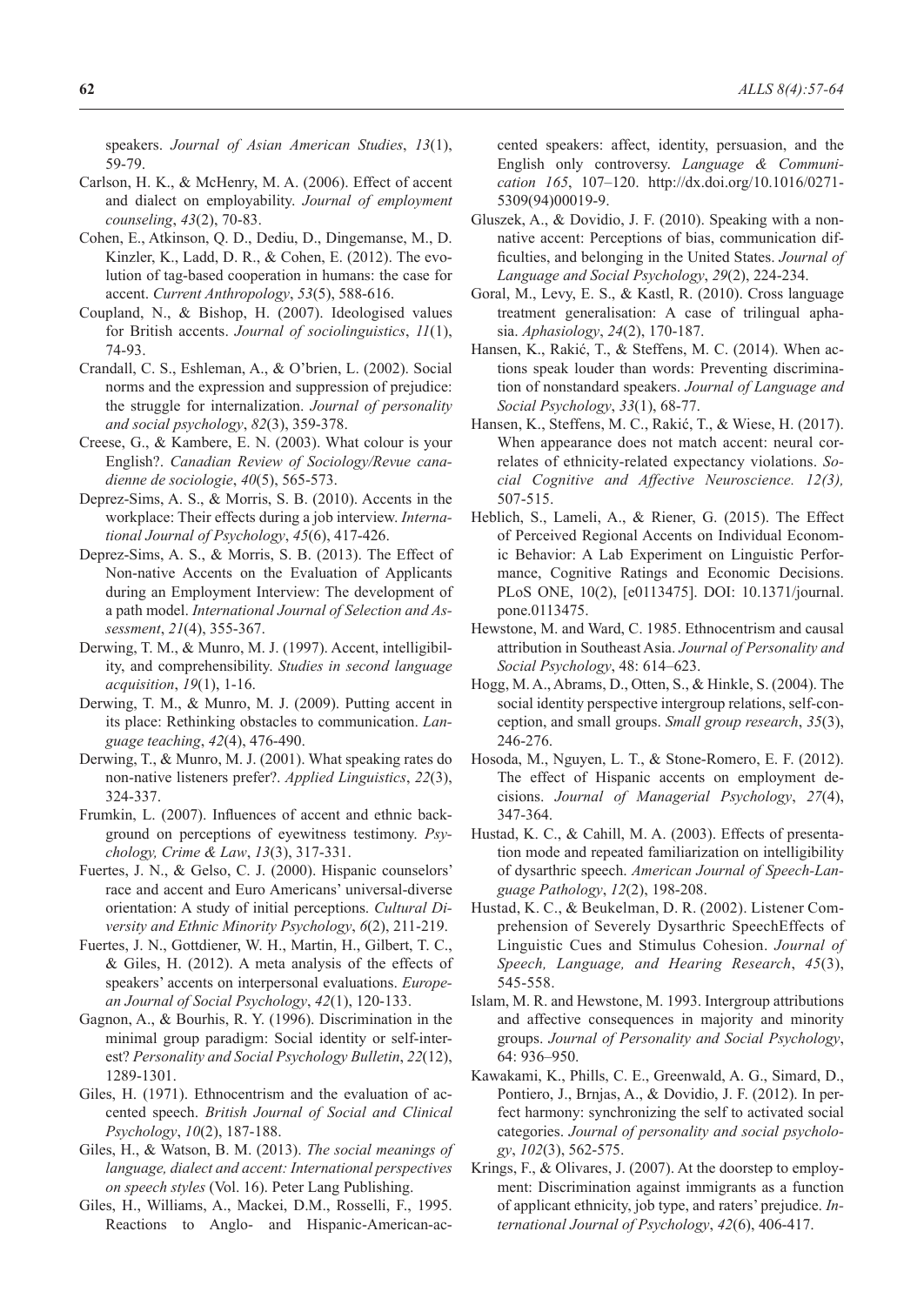speakers. *Journal of Asian American Studies*, *13*(1), 59-79.

Carlson, H. K., & McHenry, M. A. (2006). Effect of accent and dialect on employability. *Journal of employment counseling*, *43*(2), 70-83.

Cohen, E., Atkinson, Q. D., Dediu, D., Dingemanse, M., D. Kinzler, K., Ladd, D. R., & Cohen, E. (2012). The evolution of tag-based cooperation in humans: the case for accent. *Current Anthropology*, *53*(5), 588-616.

Coupland, N., & Bishop, H. (2007). Ideologised values for British accents. *Journal of sociolinguistics*, *11*(1), 74-93.

Crandall, C. S., Eshleman, A., & O'brien, L. (2002). Social norms and the expression and suppression of prejudice: the struggle for internalization. *Journal of personality and social psychology*, *82*(3), 359-378.

Creese, G., & Kambere, E. N. (2003). What colour is your English?. *Canadian Review of Sociology/Revue canadienne de sociologie*, *40*(5), 565-573.

Deprez-Sims, A. S., & Morris, S. B. (2010). Accents in the workplace: Their effects during a job interview. *International Journal of Psychology*, *45*(6), 417-426.

Deprez-Sims, A. S., & Morris, S. B. (2013). The Effect of Non-native Accents on the Evaluation of Applicants during an Employment Interview: The development of a path model. *International Journal of Selection and Assessment*, *21*(4), 355-367.

Derwing, T. M., & Munro, M. J. (1997). Accent, intelligibility, and comprehensibility. *Studies in second language acquisition*, *19*(1), 1-16.

Derwing, T. M., & Munro, M. J. (2009). Putting accent in its place: Rethinking obstacles to communication. *Language teaching*, *42*(4), 476-490.

Derwing, T., & Munro, M. J. (2001). What speaking rates do non-native listeners prefer?. *Applied Linguistics*, *22*(3), 324-337.

Frumkin, L. (2007). Influences of accent and ethnic background on perceptions of eyewitness testimony. *Psychology, Crime & Law*, *13*(3), 317-331.

Fuertes, J. N., & Gelso, C. J. (2000). Hispanic counselors' race and accent and Euro Americans' universal-diverse orientation: A study of initial perceptions. *Cultural Diversity and Ethnic Minority Psychology*, *6*(2), 211-219.

Fuertes, J. N., Gottdiener, W. H., Martin, H., Gilbert, T. C., & Giles, H. (2012). A meta analysis of the effects of speakers' accents on interpersonal evaluations. *European Journal of Social Psychology*, *42*(1), 120-133.

Gagnon, A., & Bourhis, R. Y. (1996). Discrimination in the minimal group paradigm: Social identity or self-interest? *Personality and Social Psychology Bulletin*, *22*(12), 1289-1301.

Giles, H. (1971). Ethnocentrism and the evaluation of accented speech. *British Journal of Social and Clinical Psychology*, *10*(2), 187-188.

Giles, H., & Watson, B. M. (2013). *The social meanings of language, dialect and accent: International perspectives on speech styles* (Vol. 16). Peter Lang Publishing.

Giles, H., Williams, A., Mackei, D.M., Rosselli, F., 1995. Reactions to Anglo- and Hispanic-American-accented speakers: affect, identity, persuasion, and the English only controversy. *Language & Communication 165*, 107–120. http://dx.doi.org/10.1016/0271-5309(94)00019-9.

Gluszek, A., & Dovidio, J. F. (2010). Speaking with a nonnative accent: Perceptions of bias, communication difficulties, and belonging in the United States. *Journal of Language and Social Psychology*, *29*(2), 224-234.

Goral, M., Levy, E. S., & Kastl, R. (2010). Cross language treatment generalisation: A case of trilingual aphasia. *Aphasiology*, *24*(2), 170-187.

Hansen, K., Rakić, T., & Steffens, M. C. (2014). When actions speak louder than words: Preventing discrimination of nonstandard speakers. *Journal of Language and Social Psychology*, *33*(1), 68-77.

Hansen, K., Steffens, M. C., Rakić, T., & Wiese, H. (2017). When appearance does not match accent: neural correlates of ethnicity-related expectancy violations. *Social Cognitive and Affective Neuroscience. 12(3),* 507-515.

Heblich, S., Lameli, A., & Riener, G. (2015). The Effect of Perceived Regional Accents on Individual Economic Behavior: A Lab Experiment on Linguistic Performance, Cognitive Ratings and Economic Decisions. PLoS ONE, 10(2), [e0113475]. DOI: 10.1371/journal.pone.0113475.

Hewstone, M. and Ward, C. 1985. Ethnocentrism and causal attribution in Southeast Asia. *Journal of Personality and Social Psychology*, 48: 614–623.

Hogg, M. A., Abrams, D., Otten, S., & Hinkle, S. (2004). The social identity perspective intergroup relations, self-conception, and small groups. *Small group research*, *35*(3), 246-276.

Hosoda, M., Nguyen, L. T., & Stone-Romero, E. F. (2012). The effect of Hispanic accents on employment decisions. *Journal of Managerial Psychology*, *27*(4), 347-364.

Hustad, K. C., & Cahill, M. A. (2003). Effects of presentation mode and repeated familiarization on intelligibility of dysarthric speech. *American Journal of Speech-Language Pathology*, *12*(2), 198-208.

Hustad, K. C., & Beukelman, D. R. (2002). Listener Comprehension of Severely Dysarthric SpeechEffects of Linguistic Cues and Stimulus Cohesion. *Journal of Speech, Language, and Hearing Research*, *45*(3), 545-558.

Islam, M. R. and Hewstone, M. 1993. Intergroup attributions and affective consequences in majority and minority groups. *Journal of Personality and Social Psychology*, 64: 936–950.

Kawakami, K., Phills, C. E., Greenwald, A. G., Simard, D., Pontiero, J., Brnjas, A., & Dovidio, J. F. (2012). In perfect harmony: synchronizing the self to activated social categories. *Journal of personality and social psychology*, *102*(3), 562-575.

Krings, F., & Olivares, J. (2007). At the doorstep to employment: Discrimination against immigrants as a function of applicant ethnicity, job type, and raters' prejudice. *International Journal of Psychology*, *42*(6), 406-417.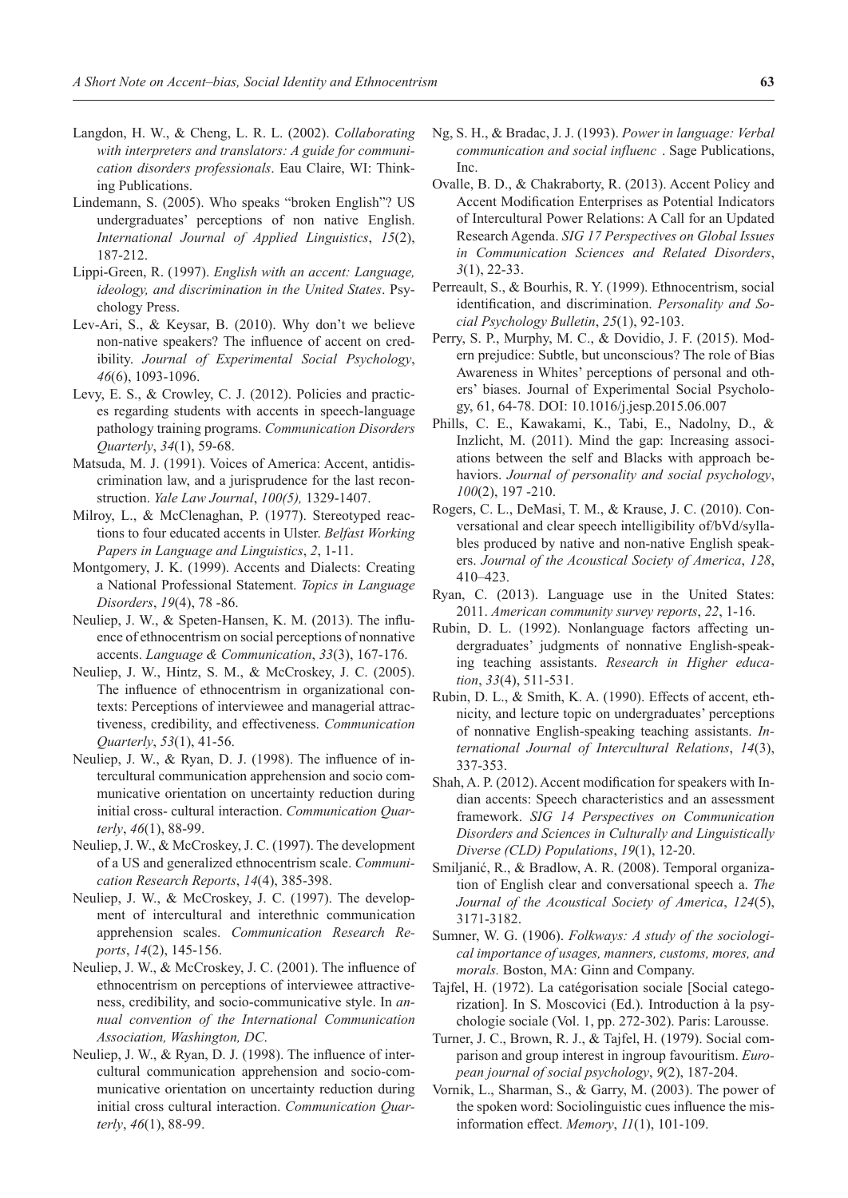Langdon, H. W., & Cheng, L. R. L. (2002). *Collaborating with interpreters and translators: A guide for communication disorders professionals*. Eau Claire, WI: Thinking Publications.

Lindemann, S. (2005). Who speaks "broken English"? US undergraduates' perceptions of non native English. *International Journal of Applied Linguistics*, *15*(2), 187-212.

Lippi-Green, R. (1997). *English with an accent: Language, ideology, and discrimination in the United States*. Psychology Press.

Lev-Ari, S., & Keysar, B. (2010). Why don't we believe non-native speakers? The influence of accent on credibility. *Journal of Experimental Social Psychology*, *46*(6), 1093-1096.

Levy, E. S., & Crowley, C. J. (2012). Policies and practices regarding students with accents in speech-language pathology training programs. *Communication Disorders Quarterly*, *34*(1), 59-68.

Matsuda, M. J. (1991). Voices of America: Accent, antidiscrimination law, and a jurisprudence for the last reconstruction. *Yale Law Journal*, *100(5),* 1329-1407.

Milroy, L., & McClenaghan, P. (1977). Stereotyped reactions to four educated accents in Ulster. *Belfast Working Papers in Language and Linguistics*, *2*, 1-11.

Montgomery, J. K. (1999). Accents and Dialects: Creating a National Professional Statement. *Topics in Language Disorders*, *19*(4), 78 -86.

Neuliep, J. W., & Speten-Hansen, K. M. (2013). The influence of ethnocentrism on social perceptions of nonnative accents. *Language & Communication*, *33*(3), 167-176.

Neuliep, J. W., Hintz, S. M., & McCroskey, J. C. (2005). The influence of ethnocentrism in organizational contexts: Perceptions of interviewee and managerial attractiveness, credibility, and effectiveness. *Communication Quarterly*, *53*(1), 41-56.

Neuliep, J. W., & Ryan, D. J. (1998). The influence of intercultural communication apprehension and socio communicative orientation on uncertainty reduction during initial cross- cultural interaction. *Communication Quarterly*, *46*(1), 88-99.

Neuliep, J. W., & McCroskey, J. C. (1997). The development of a US and generalized ethnocentrism scale. *Communication Research Reports*, *14*(4), 385-398.

Neuliep, J. W., & McCroskey, J. C. (1997). The development of intercultural and interethnic communication apprehension scales. *Communication Research Reports*, *14*(2), 145-156.

Neuliep, J. W., & McCroskey, J. C. (2001). The influence of ethnocentrism on perceptions of interviewee attractiveness, credibility, and socio-communicative style. In *annual convention of the International Communication Association, Washington, DC*.

Neuliep, J. W., & Ryan, D. J. (1998). The influence of intercultural communication apprehension and socio-communicative orientation on uncertainty reduction during initial cross cultural interaction. *Communication Quarterly*, *46*(1), 88-99.

Ng, S. H., & Bradac, J. J. (1993). *Power in language: Verbal communication and social influenc* . Sage Publications, Inc.

Ovalle, B. D., & Chakraborty, R. (2013). Accent Policy and Accent Modification Enterprises as Potential Indicators of Intercultural Power Relations: A Call for an Updated Research Agenda. *SIG 17 Perspectives on Global Issues in Communication Sciences and Related Disorders*, *3*(1), 22-33.

Perreault, S., & Bourhis, R. Y. (1999). Ethnocentrism, social identification, and discrimination. *Personality and Social Psychology Bulletin*, *25*(1), 92-103.

Perry, S. P., Murphy, M. C., & Dovidio, J. F. (2015). Modern prejudice: Subtle, but unconscious? The role of Bias Awareness in Whites' perceptions of personal and others' biases. Journal of Experimental Social Psychology, 61, 64-78. DOI: 10.1016/j.jesp.2015.06.007

Phills, C. E., Kawakami, K., Tabi, E., Nadolny, D., & Inzlicht, M. (2011). Mind the gap: Increasing associations between the self and Blacks with approach behaviors. *Journal of personality and social psychology*, *100*(2), 197 -210.

Rogers, C. L., DeMasi, T. M., & Krause, J. C. (2010). Conversational and clear speech intelligibility of/bVd/syllables produced by native and non-native English speakers. *Journal of the Acoustical Society of America*, *128*, 410–423.

Ryan, C. (2013). Language use in the United States: 2011. *American community survey reports*, *22*, 1-16.

Rubin, D. L. (1992). Nonlanguage factors affecting undergraduates' judgments of nonnative English-speaking teaching assistants. *Research in Higher education*, *33*(4), 511-531.

Rubin, D. L., & Smith, K. A. (1990). Effects of accent, ethnicity, and lecture topic on undergraduates' perceptions of nonnative English-speaking teaching assistants. *International Journal of Intercultural Relations*, *14*(3), 337-353.

Shah, A. P. (2012). Accent modification for speakers with Indian accents: Speech characteristics and an assessment framework. *SIG 14 Perspectives on Communication Disorders and Sciences in Culturally and Linguistically Diverse (CLD) Populations*, *19*(1), 12-20.

Smiljanić, R., & Bradlow, A. R. (2008). Temporal organization of English clear and conversational speech a. *The Journal of the Acoustical Society of America*, *124*(5), 3171-3182.

Sumner, W. G. (1906). *Folkways: A study of the sociological importance of usages, manners, customs, mores, and morals.* Boston, MA: Ginn and Company.

Tajfel, H. (1972). La catégorisation sociale [Social categorization]. In S. Moscovici (Ed.). Introduction à la psychologie sociale (Vol. 1, pp. 272-302). Paris: Larousse.

Turner, J. C., Brown, R. J., & Tajfel, H. (1979). Social comparison and group interest in ingroup favouritism. *European journal of social psychology*, *9*(2), 187-204.

Vornik, L., Sharman, S., & Garry, M. (2003). The power of the spoken word: Sociolinguistic cues influence the misinformation effect. *Memory*, *11*(1), 101-109.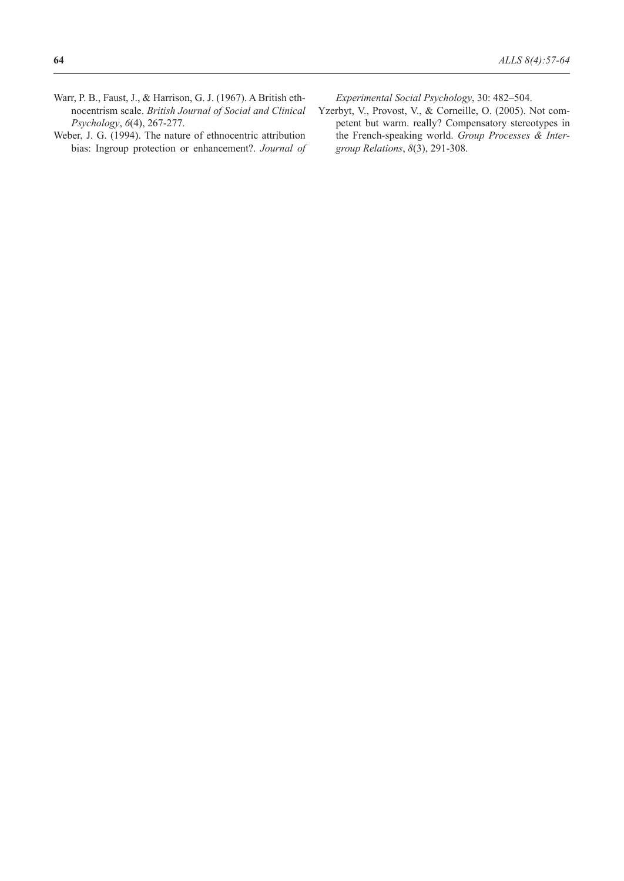Warr, P. B., Faust, J., & Harrison, G. J. (1967). A British ethnocentrism scale. *British Journal of Social and Clinical Psychology*, *6*(4), 267-277.

Weber, J. G. (1994). The nature of ethnocentric attribution bias: Ingroup protection or enhancement?. *Journal of Experimental Social Psychology*, 30: 482–504.

Yzerbyt, V., Provost, V., & Corneille, O. (2005). Not competent but warm. really? Compensatory stereotypes in the French-speaking world. *Group Processes & Intergroup Relations*, *8*(3), 291-308.